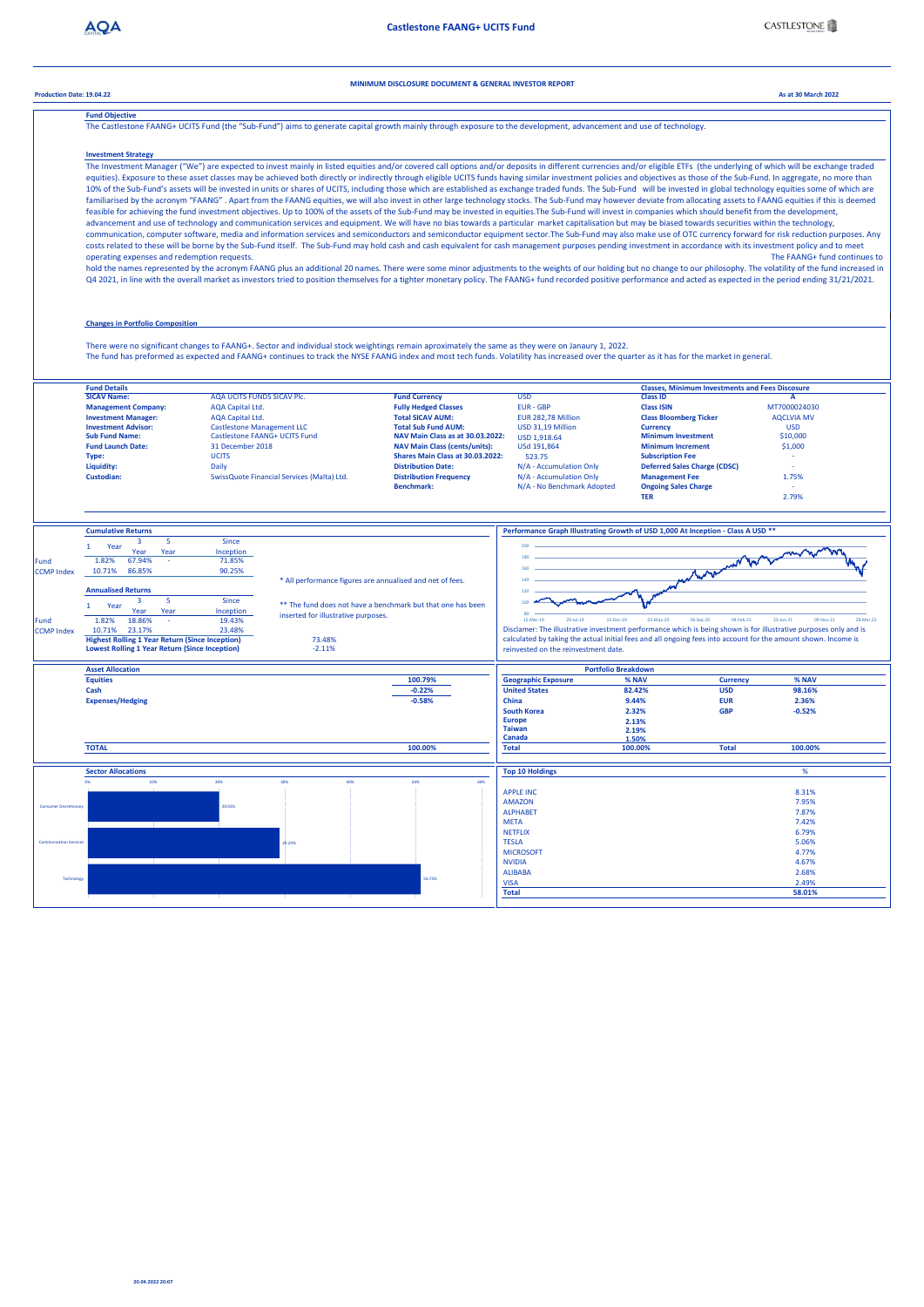# Castlestone FAANG+ UCITS Fund

**MINIMUM DISCLOSURE DOCUMENT & GENERAL INVESTOR REPORT**

**Production Date: 19.04.22**

**As at 30 March 2022**

### Fund Objective

The Castlestone FAANG+ UCITS Fund (the "Sub-Fund") aims to generate capital growth mainly through exposure to the development, advancement and use of technology.

### Investment Strategy

The Investment Manager ("We") are expected to invest mainly in listed equities and/or covered call options and/or deposits in different currencies and/or eligible ETFs (the underlying of which will be exchange traded equities). Exposure to these asset classes may be achieved both directly or indirectly through eligible UCITS funds having similar investment policies and objectives as those of the Sub-Fund. In aggregate, no more than 10% of the Sub-Fund's assets will be invested in units or shares of UCITS, including those which are established as exchange traded funds. The Sub-Fund will be invested in global technology equities some of which are familiarised by the acronym "FAANG" . Apart from the FAANG equities, we will also invest in other large technology stocks. The Sub-Fund may however deviate from allocating assets to FAANG equities if this is deemed feasible for achieving the fund investment objectives. Up to 100% of the assets of the Sub-Fund may be invested in equities.The Sub-Fund will invest in companies which should benefit from the development, advancement and use of technology and communication services and equipment. We will have no bias towards a particular market capitalisation but may be biased towards securities within the technology, communication, computer software, media and information services and semiconductors and semiconductor equipment sector.The Sub-Fund may also make use of OTC currency forward for risk reduction purposes. Any costs related to these will be borne by the Sub-Fund itself. The Sub-Fund may hold cash and cash equivalent for cash management purposes pending investment in accordance with its investment policy and to meet operating expenses and redemption requests. The FAANG+ fund continues to hold the names represented by the acronym FAANG plus an additional 20 names. There were some minor adjustments to the weights of our holding but no change to our philosophy. The volatility of the fund increased in Q4 2021, in line with the overall market as investors tried to position themselves for a tighter monetary policy. The FAANG+ fund recorded positive performance and acted as expected in the period ending 31/21/2021.

### Changes in Portfolio Composition

There were no significant changes to FAANG+. Sector and individual stock weightings remain aproximately the same as they were on Janaury 1, 2022.
The fund has preformed as expected and FAANG+ continues to track the NYSE FAANG index and most tech funds. Volatility has increased over the quarter as it has for the market in general.

### Fund Details

| | | | |
|---|---|---|---|
| **SICAV Name:** | AQA UCITS FUNDS SICAV Plc. | **Fund Currency** | USD |
| **Management Company:** | AQA Capital Ltd. | **Fully Hedged Classes** | EUR - GBP |
| **Investment Manager:** | AQA Capital Ltd. | **Total SICAV AUM:** | EUR 282,78 Million |
| **Investment Advisor:** | Castlestone Management LLC | **Total Sub Fund AUM:** | USD 31,19 Million |
| **Sub Fund Name:** | Castlestone FAANG+ UCITS Fund | **NAV Main Class as at 30.03.2022:** | USD 1,918.64 |
| **Fund Launch Date:** | 31 December 2018 | **NAV Main Class (cents/units):** | USd 191,864 |
| **Type:** | UCITS | **Shares Main Class at 30.03.2022:** | 523.75 |
| **Liquidity:** | Daily | **Distribution Date:** | N/A - Accumulation Only |
| **Custodian:** | SwissQuote Financial Services (Malta) Ltd. | **Distribution Frequency** | N/A - Accumulation Only |
| | | **Benchmark:** | N/A - No Benchmark Adopted |

**Classes, Minimum Investments and Fees Discosure**

| | |
|---|---|
| **Class ID** | **A** |
| **Class ISIN** | MT7000024030 |
| **Class Bloomberg Ticker** | AQCLVIA MV |
| **Currency** | USD |
| **Minimum Investment** | $10,000 |
| **Minimum Increment** | $1,000 |
| **Subscription Fee** | - |
| **Deferred Sales Charge (CDSC)** | - |
| **Management Fee** | 1.75% |
| **Ongoing Sales Charge** | - |
| **TER** | 2.79% |

### Cumulative Returns

| | 1 Year | 3 Year | 5 Year | Since Inception |
|---|---|---|---|---|
| Fund | 1.82% | 67.94% | - | 71.85% |
| CCMP Index | 10.71% | 86.85% | | 90.25% |

### Annualised Returns

| | 1 Year | 3 Year | 5 Year | Since Inception |
|---|---|---|---|---|
| Fund | 1.82% | 18.86% | - | 19.43% |
| CCMP Index | 10.71% | 23.17% | | 23.48% |

| | |
|---|---|
| **Highest Rolling 1 Year Return (Since Inception)** | 73.48% |
| **Lowest Rolling 1 Year Return (Since Inception)** | -2.11% |

\* All performance figures are annualised and net of fees.

\*\* The fund does not have a benchmark but that one has been inserted for illustrative purposes.

### Performance Graph Illustrating Growth of USD 1,000 At Inception - Class A USD **

Disclaimer: The illustrative investment performance which is being shown is for illustrative purposes only and is calculated by taking the actual initial fees and all ongoing fees into account for the amount shown. Income is reinvested on the reinvestment date.

### Asset Allocation

| | |
|---|---|
| **Equities** | 100.79% |
| **Cash** | -0.22% |
| **Expenses/Hedging** | -0.58% |
| **TOTAL** | 100.00% |

### Portfolio Breakdown

| **Geographic Exposure** | **% NAV** | **Currency** | **% NAV** |
|---|---|---|---|
| **United States** | 82.42% | **USD** | 98.16% |
| **China** | 9.44% | **EUR** | 2.36% |
| **South Korea** | 2.32% | **GBP** | -0.52% |
| **Europe** | 2.13% | | |
| **Taiwan** | 2.19% | | |
| **Canada** | 1.50% | | |
| **Total** | 100.00% | **Total** | 100.00% |

### Sector Allocations

| Sector | % |
|---|---|
| Consumer Discretionary | 20.02% |
| Communication Services | 29.26% |
| Technology | 50.73% |

### Top 10 Holdings

| | % |
|---|---|
| APPLE INC | 8.31% |
| AMAZON | 7.95% |
| ALPHABET | 7.87% |
| META | 7.42% |
| NETFLIX | 6.79% |
| TESLA | 5.06% |
| MICROSOFT | 4.77% |
| NVIDIA | 4.67% |
| ALIBABA | 2.68% |
| VISA | 2.49% |
| **Total** | **58.01%** |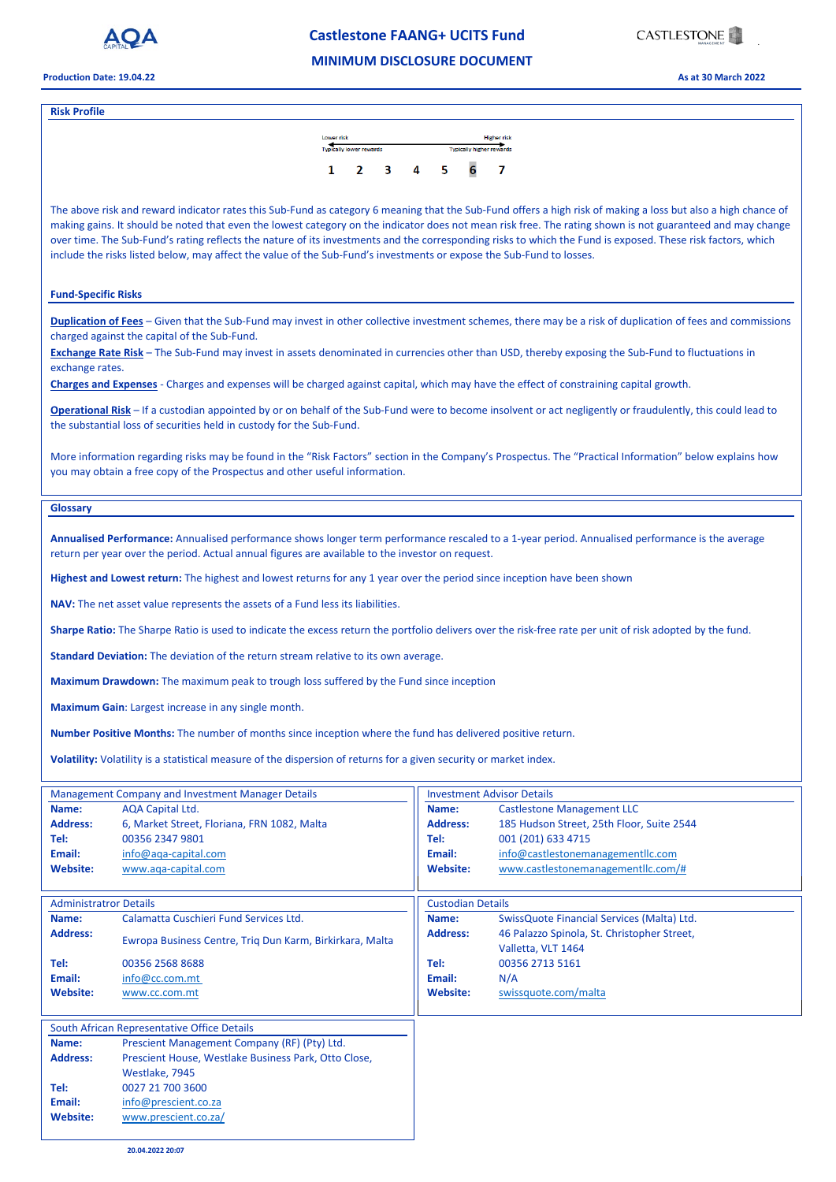## Risk Profile

Lower risk — Higher risk

Typically lower rewards — Typically higher rewards

| 1 | 2 | 3 | 4 | 5 | **6** | 7 |
|---|---|---|---|---|---|---|

The above risk and reward indicator rates this Sub-Fund as category 6 meaning that the Sub-Fund offers a high risk of making a loss but also a high chance of making gains. It should be noted that even the lowest category on the indicator does not mean risk free. The rating shown is not guaranteed and may change over time. The Sub-Fund's rating reflects the nature of its investments and the corresponding risks to which the Fund is exposed. These risk factors, which include the risks listed below, may affect the value of the Sub-Fund's investments or expose the Sub-Fund to losses.

### Fund-Specific Risks

**Duplication of Fees** – Given that the Sub-Fund may invest in other collective investment schemes, there may be a risk of duplication of fees and commissions charged against the capital of the Sub-Fund.

**Exchange Rate Risk** – The Sub-Fund may invest in assets denominated in currencies other than USD, thereby exposing the Sub-Fund to fluctuations in exchange rates.

**Charges and Expenses** - Charges and expenses will be charged against capital, which may have the effect of constraining capital growth.

**Operational Risk** – If a custodian appointed by or on behalf of the Sub-Fund were to become insolvent or act negligently or fraudulently, this could lead to the substantial loss of securities held in custody for the Sub-Fund.

More information regarding risks may be found in the "Risk Factors" section in the Company's Prospectus. The "Practical Information" below explains how you may obtain a free copy of the Prospectus and other useful information.

## Glossary

**Annualised Performance:** Annualised performance shows longer term performance rescaled to a 1-year period. Annualised performance is the average return per year over the period. Actual annual figures are available to the investor on request.

**Highest and Lowest return:** The highest and lowest returns for any 1 year over the period since inception have been shown

**NAV:** The net asset value represents the assets of a Fund less its liabilities.

**Sharpe Ratio:** The Sharpe Ratio is used to indicate the excess return the portfolio delivers over the risk-free rate per unit of risk adopted by the fund.

**Standard Deviation:** The deviation of the return stream relative to its own average.

**Maximum Drawdown:** The maximum peak to trough loss suffered by the Fund since inception

**Maximum Gain**: Largest increase in any single month.

**Number Positive Months:** The number of months since inception where the fund has delivered positive return.

**Volatility:** Volatility is a statistical measure of the dispersion of returns for a given security or market index.

### Management Company and Investment Manager Details

| | |
|---|---|
| **Name:** | AQA Capital Ltd. |
| **Address:** | 6, Market Street, Floriana, FRN 1082, Malta |
| **Tel:** | 00356 2347 9801 |
| **Email:** | info@aqa-capital.com |
| **Website:** | www.aqa-capital.com |

### Investment Advisor Details

| | |
|---|---|
| **Name:** | Castlestone Management LLC |
| **Address:** | 185 Hudson Street, 25th Floor, Suite 2544 |
| **Tel:** | 001 (201) 633 4715 |
| **Email:** | info@castlestonemanagementllc.com |
| **Website:** | www.castlestonemanagementllc.com/# |

### Administratror Details

| | |
|---|---|
| **Name:** | Calamatta Cuschieri Fund Services Ltd. |
| **Address:** | Ewropa Business Centre, Triq Dun Karm, Birkirkara, Malta |
| **Tel:** | 00356 2568 8688 |
| **Email:** | info@cc.com.mt |
| **Website:** | www.cc.com.mt |

### Custodian Details

| | |
|---|---|
| **Name:** | SwissQuote Financial Services (Malta) Ltd. |
| **Address:** | 46 Palazzo Spinola, St. Christopher Street, Valletta, VLT 1464 |
| **Tel:** | 00356 2713 5161 |
| **Email:** | N/A |
| **Website:** | swissquote.com/malta |

### South African Representative Office Details

| | |
|---|---|
| **Name:** | Prescient Management Company (RF) (Pty) Ltd. |
| **Address:** | Prescient House, Westlake Business Park, Otto Close, Westlake, 7945 |
| **Tel:** | 0027 21 700 3600 |
| **Email:** | info@prescient.co.za |
| **Website:** | www.prescient.co.za/ |

20.04.2022 20:07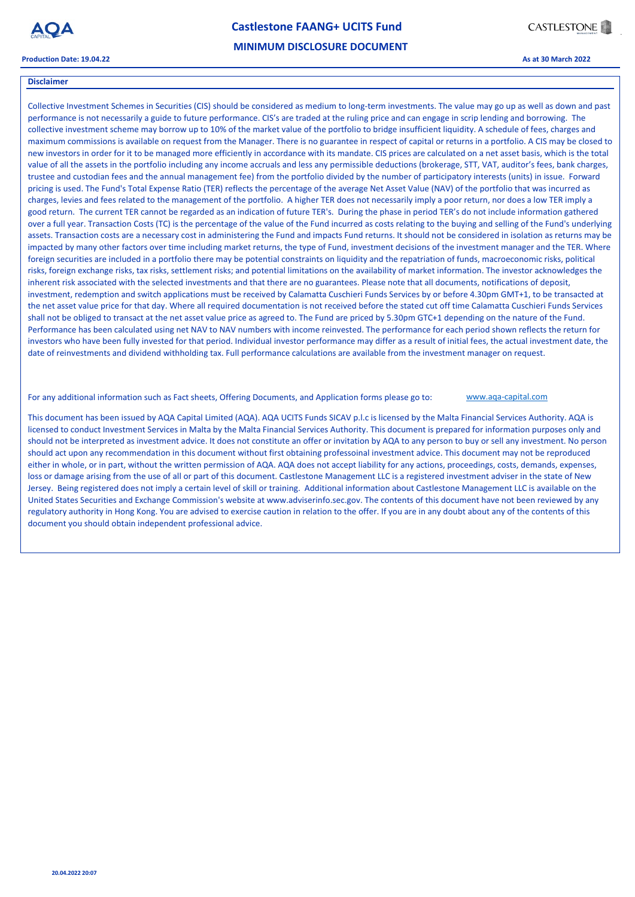## Disclaimer

Collective Investment Schemes in Securities (CIS) should be considered as medium to long-term investments. The value may go up as well as down and past performance is not necessarily a guide to future performance. CIS's are traded at the ruling price and can engage in scrip lending and borrowing. The collective investment scheme may borrow up to 10% of the market value of the portfolio to bridge insufficient liquidity. A schedule of fees, charges and maximum commissions is available on request from the Manager. There is no guarantee in respect of capital or returns in a portfolio. A CIS may be closed to new investors in order for it to be managed more efficiently in accordance with its mandate. CIS prices are calculated on a net asset basis, which is the total value of all the assets in the portfolio including any income accruals and less any permissible deductions (brokerage, STT, VAT, auditor's fees, bank charges, trustee and custodian fees and the annual management fee) from the portfolio divided by the number of participatory interests (units) in issue. Forward pricing is used. The Fund's Total Expense Ratio (TER) reflects the percentage of the average Net Asset Value (NAV) of the portfolio that was incurred as charges, levies and fees related to the management of the portfolio. A higher TER does not necessarily imply a poor return, nor does a low TER imply a good return. The current TER cannot be regarded as an indication of future TER's. During the phase in period TER's do not include information gathered over a full year. Transaction Costs (TC) is the percentage of the value of the Fund incurred as costs relating to the buying and selling of the Fund's underlying assets. Transaction costs are a necessary cost in administering the Fund and impacts Fund returns. It should not be considered in isolation as returns may be impacted by many other factors over time including market returns, the type of Fund, investment decisions of the investment manager and the TER. Where foreign securities are included in a portfolio there may be potential constraints on liquidity and the repatriation of funds, macroeconomic risks, political risks, foreign exchange risks, tax risks, settlement risks; and potential limitations on the availability of market information. The investor acknowledges the inherent risk associated with the selected investments and that there are no guarantees. Please note that all documents, notifications of deposit, investment, redemption and switch applications must be received by Calamatta Cuschieri Funds Services by or before 4.30pm GMT+1, to be transacted at the net asset value price for that day. Where all required documentation is not received before the stated cut off time Calamatta Cuschieri Funds Services shall not be obliged to transact at the net asset value price as agreed to. The Fund are priced by 5.30pm GTC+1 depending on the nature of the Fund. Performance has been calculated using net NAV to NAV numbers with income reinvested. The performance for each period shown reflects the return for investors who have been fully invested for that period. Individual investor performance may differ as a result of initial fees, the actual investment date, the date of reinvestments and dividend withholding tax. Full performance calculations are available from the investment manager on request.

For any additional information such as Fact sheets, Offering Documents, and Application forms please go to: www.aqa-capital.com

This document has been issued by AQA Capital Limited (AQA). AQA UCITS Funds SICAV p.l.c is licensed by the Malta Financial Services Authority. AQA is licensed to conduct Investment Services in Malta by the Malta Financial Services Authority. This document is prepared for information purposes only and should not be interpreted as investment advice. It does not constitute an offer or invitation by AQA to any person to buy or sell any investment. No person should act upon any recommendation in this document without first obtaining professoinal investment advice. This document may not be reproduced either in whole, or in part, without the written permission of AQA. AQA does not accept liability for any actions, proceedings, costs, demands, expenses, loss or damage arising from the use of all or part of this document. Castlestone Management LLC is a registered investment adviser in the state of New Jersey. Being registered does not imply a certain level of skill or training. Additional information about Castlestone Management LLC is available on the United States Securities and Exchange Commission's website at www.adviserinfo.sec.gov. The contents of this document have not been reviewed by any regulatory authority in Hong Kong. You are advised to exercise caution in relation to the offer. If you are in any doubt about any of the contents of this document you should obtain independent professional advice.